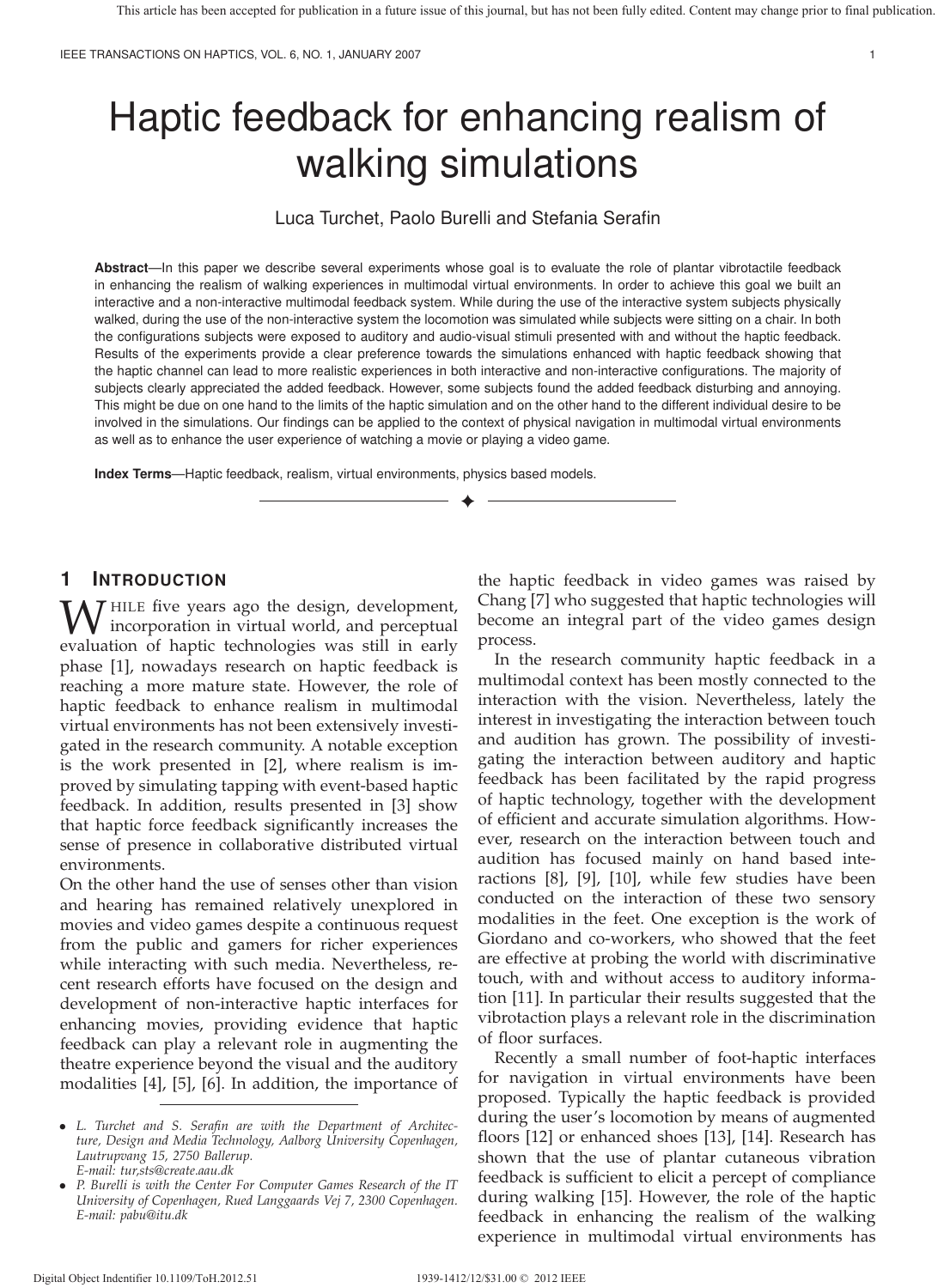# Haptic feedback for enhancing realism of walking simulations

Luca Turchet, Paolo Burelli and Stefania Serafin

**Abstract**—In this paper we describe several experiments whose goal is to evaluate the role of plantar vibrotactile feedback in enhancing the realism of walking experiences in multimodal virtual environments. In order to achieve this goal we built an interactive and a non-interactive multimodal feedback system. While during the use of the interactive system subjects physically walked, during the use of the non-interactive system the locomotion was simulated while subjects were sitting on a chair. In both the configurations subjects were exposed to auditory and audio-visual stimuli presented with and without the haptic feedback. Results of the experiments provide a clear preference towards the simulations enhanced with haptic feedback showing that the haptic channel can lead to more realistic experiences in both interactive and non-interactive configurations. The majority of subjects clearly appreciated the added feedback. However, some subjects found the added feedback disturbing and annoying. This might be due on one hand to the limits of the haptic simulation and on the other hand to the different individual desire to be involved in the simulations. Our findings can be applied to the context of physical navigation in multimodal virtual environments as well as to enhance the user experience of watching a movie or playing a video game.

**Index Terms**—Haptic feedback, realism, virtual environments, physics based models.

## 1 Introduction

While five years ago the design, development, incorporation in virtual world, and perceptual evaluation of haptic technologies was still in early phase [1], nowadays research on haptic feedback is reaching a more mature state. However, the role of haptic feedback to enhance realism in multimodal virtual environments has not been extensively investigated in the research community. A notable exception is the work presented in [2], where realism is improved by simulating tapping with event-based haptic feedback. In addition, results presented in [3] show that haptic force feedback significantly increases the sense of presence in collaborative distributed virtual environments.

On the other hand the use of senses other than vision and hearing has remained relatively unexplored in movies and video games despite a continuous request from the public and gamers for richer experiences while interacting with such media. Nevertheless, recent research efforts have focused on the design and development of non-interactive haptic interfaces for enhancing movies, providing evidence that haptic feedback can play a relevant role in augmenting the theatre experience beyond the visual and the auditory modalities [4], [5], [6]. In addition, the importance of the haptic feedback in video games was raised by Chang [7] who suggested that haptic technologies will become an integral part of the video games design process.

In the research community haptic feedback in a multimodal context has been mostly connected to the interaction with the vision. Nevertheless, lately the interest in investigating the interaction between touch and audition has grown. The possibility of investigating the interaction between auditory and haptic feedback has been facilitated by the rapid progress of haptic technology, together with the development of efficient and accurate simulation algorithms. However, research on the interaction between touch and audition has focused mainly on hand based interactions [8], [9], [10], while few studies have been conducted on the interaction of these two sensory modalities in the feet. One exception is the work of Giordano and co-workers, who showed that the feet are effective at probing the world with discriminative touch, with and without access to auditory information [11]. In particular their results suggested that the vibrotaction plays a relevant role in the discrimination of floor surfaces.

Recently a small number of foot-haptic interfaces for navigation in virtual environments have been proposed. Typically the haptic feedback is provided during the user's locomotion by means of augmented floors [12] or enhanced shoes [13], [14]. Research has shown that the use of plantar cutaneous vibration feedback is sufficient to elicit a percept of compliance during walking [15]. However, the role of the haptic feedback in enhancing the realism of the walking experience in multimodal virtual environments has

- L. Turchet and S. Serafin are with the Department of Architecture, Design and Media Technology, Aalborg University Copenhagen, Lautrupvang 15, 2750 Ballerup. E-mail: tur,sts@create.aau.dk
- P. Burelli is with the Center For Computer Games Research of the IT University of Copenhagen, Rued Langgaards Vej 7, 2300 Copenhagen. E-mail: pabu@itu.dk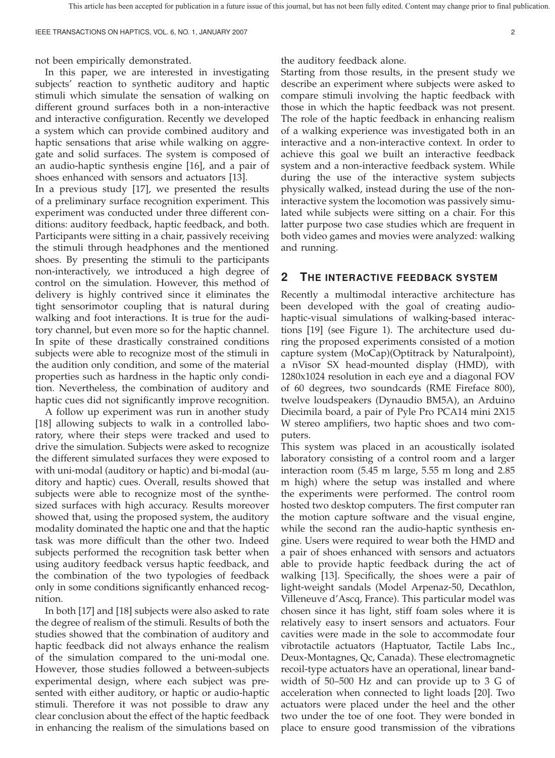not been empirically demonstrated.

In this paper, we are interested in investigating subjects' reaction to synthetic auditory and haptic stimuli which simulate the sensation of walking on different ground surfaces both in a non-interactive and interactive configuration. Recently we developed a system which can provide combined auditory and haptic sensations that arise while walking on aggregate and solid surfaces. The system is composed of an audio-haptic synthesis engine [16], and a pair of shoes enhanced with sensors and actuators [13].

In a previous study [17], we presented the results of a preliminary surface recognition experiment. This experiment was conducted under three different conditions: auditory feedback, haptic feedback, and both. Participants were sitting in a chair, passively receiving the stimuli through headphones and the mentioned shoes. By presenting the stimuli to the participants non-interactively, we introduced a high degree of control on the simulation. However, this method of delivery is highly contrived since it eliminates the tight sensorimotor coupling that is natural during walking and foot interactions. It is true for the auditory channel, but even more so for the haptic channel. In spite of these drastically constrained conditions subjects were able to recognize most of the stimuli in the audition only condition, and some of the material properties such as hardness in the haptic only condition. Nevertheless, the combination of auditory and haptic cues did not significantly improve recognition.

A follow up experiment was run in another study [18] allowing subjects to walk in a controlled laboratory, where their steps were tracked and used to drive the simulation. Subjects were asked to recognize the different simulated surfaces they were exposed to with uni-modal (auditory or haptic) and bi-modal (auditory and haptic) cues. Overall, results showed that subjects were able to recognize most of the synthesized surfaces with high accuracy. Results moreover showed that, using the proposed system, the auditory modality dominated the haptic one and that the haptic task was more difficult than the other two. Indeed subjects performed the recognition task better when using auditory feedback versus haptic feedback, and the combination of the two typologies of feedback only in some conditions significantly enhanced recognition.

In both [17] and [18] subjects were also asked to rate the degree of realism of the stimuli. Results of both the studies showed that the combination of auditory and haptic feedback did not always enhance the realism of the simulation compared to the uni-modal one. However, those studies followed a between-subjects experimental design, where each subject was presented with either auditory, or haptic or audio-haptic stimuli. Therefore it was not possible to draw any clear conclusion about the effect of the haptic feedback in enhancing the realism of the simulations based on the auditory feedback alone.

Starting from those results, in the present study we describe an experiment where subjects were asked to compare stimuli involving the haptic feedback with those in which the haptic feedback was not present. The role of the haptic feedback in enhancing realism of a walking experience was investigated both in an interactive and a non-interactive context. In order to achieve this goal we built an interactive feedback system and a non-interactive feedback system. While during the use of the interactive system subjects physically walked, instead during the use of the non-interactive system the locomotion was passively simulated while subjects were sitting on a chair. For this latter purpose two case studies which are frequent in both video games and movies were analyzed: walking and running.

## 2 The interactive feedback system

Recently a multimodal interactive architecture has been developed with the goal of creating audio-haptic-visual simulations of walking-based interactions [19] (see Figure 1). The architecture used during the proposed experiments consisted of a motion capture system (MoCap)(Optitrack by Naturalpoint), a nVisor SX head-mounted display (HMD), with 1280x1024 resolution in each eye and a diagonal FOV of 60 degrees, two soundcards (RME Fireface 800), twelve loudspeakers (Dynaudio BM5A), an Arduino Diecimila board, a pair of Pyle Pro PCA14 mini 2X15 W stereo amplifiers, two haptic shoes and two computers.

This system was placed in an acoustically isolated laboratory consisting of a control room and a larger interaction room (5.45 m large, 5.55 m long and 2.85 m high) where the setup was installed and where the experiments were performed. The control room hosted two desktop computers. The first computer ran the motion capture software and the visual engine, while the second ran the audio-haptic synthesis engine. Users were required to wear both the HMD and a pair of shoes enhanced with sensors and actuators able to provide haptic feedback during the act of walking [13]. Specifically, the shoes were a pair of light-weight sandals (Model Arpenaz-50, Decathlon, Villeneuve d'Ascq, France). This particular model was chosen since it has light, stiff foam soles where it is relatively easy to insert sensors and actuators. Four cavities were made in the sole to accommodate four vibrotactile actuators (Haptuator, Tactile Labs Inc., Deux-Montagnes, Qc, Canada). These electromagnetic recoil-type actuators have an operational, linear bandwidth of 50–500 Hz and can provide up to 3 G of acceleration when connected to light loads [20]. Two actuators were placed under the heel and the other two under the toe of one foot. They were bonded in place to ensure good transmission of the vibrations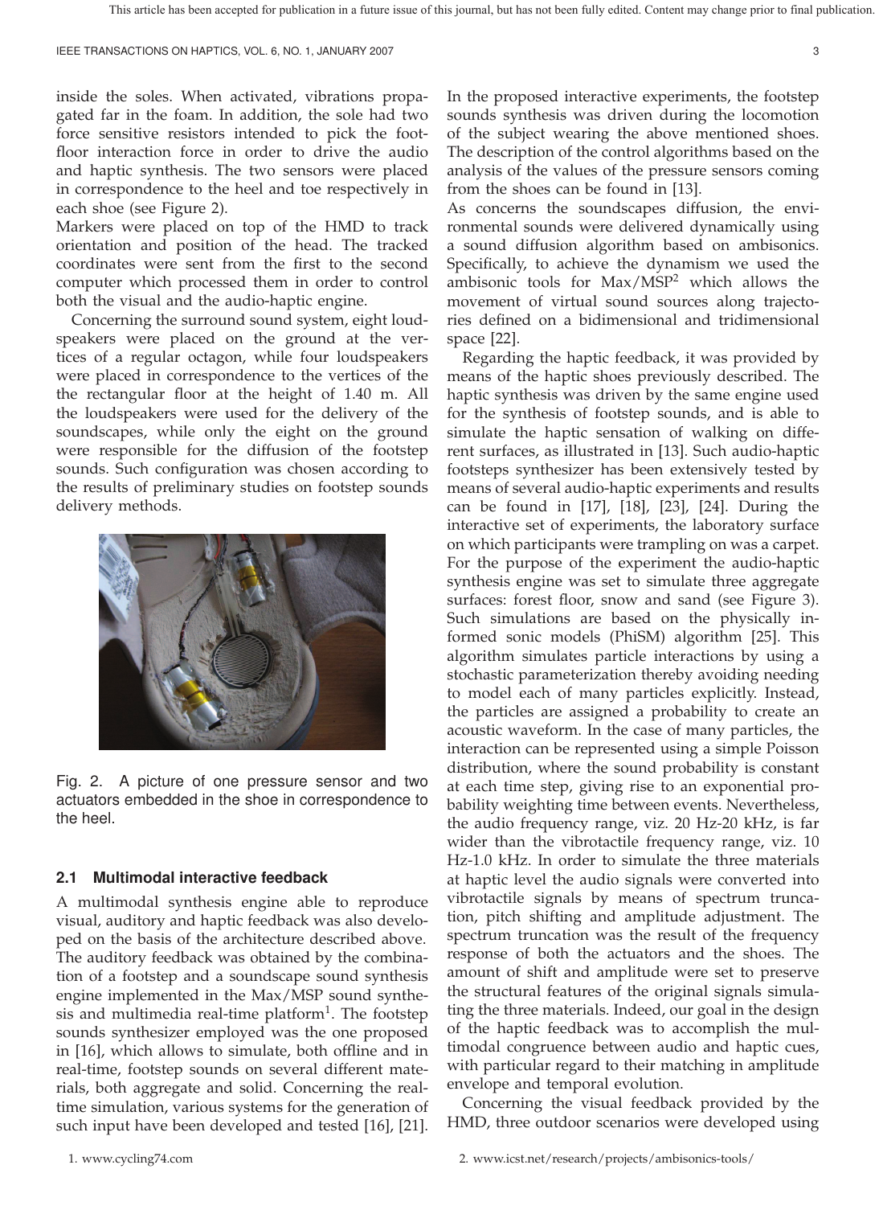inside the soles. When activated, vibrations propagated far in the foam. In addition, the sole had two force sensitive resistors intended to pick the foot-floor interaction force in order to drive the audio and haptic synthesis. The two sensors were placed in correspondence to the heel and toe respectively in each shoe (see Figure 2).

Markers were placed on top of the HMD to track orientation and position of the head. The tracked coordinates were sent from the first to the second computer which processed them in order to control both the visual and the audio-haptic engine.

Concerning the surround sound system, eight loudspeakers were placed on the ground at the vertices of a regular octagon, while four loudspeakers were placed in correspondence to the vertices of the the rectangular floor at the height of 1.40 m. All the loudspeakers were used for the delivery of the soundscapes, while only the eight on the ground were responsible for the diffusion of the footstep sounds. Such configuration was chosen according to the results of preliminary studies on footstep sounds delivery methods.

Fig. 2. A picture of one pressure sensor and two actuators embedded in the shoe in correspondence to the heel.

### 2.1 Multimodal interactive feedback

A multimodal synthesis engine able to reproduce visual, auditory and haptic feedback was also developed on the basis of the architecture described above. The auditory feedback was obtained by the combination of a footstep and a soundscape sound synthesis engine implemented in the Max/MSP sound synthesis and multimedia real-time platform[1]. The footstep sounds synthesizer employed was the one proposed in [16], which allows to simulate, both offline and in real-time, footstep sounds on several different materials, both aggregate and solid. Concerning the real-time simulation, various systems for the generation of such input have been developed and tested [16], [21].

In the proposed interactive experiments, the footstep sounds synthesis was driven during the locomotion of the subject wearing the above mentioned shoes. The description of the control algorithms based on the analysis of the values of the pressure sensors coming from the shoes can be found in [13].

As concerns the soundscapes diffusion, the environmental sounds were delivered dynamically using a sound diffusion algorithm based on ambisonics. Specifically, to achieve the dynamism we used the ambisonic tools for Max/MSP[2] which allows the movement of virtual sound sources along trajectories defined on a bidimensional and tridimensional space [22].

Regarding the haptic feedback, it was provided by means of the haptic shoes previously described. The haptic synthesis was driven by the same engine used for the synthesis of footstep sounds, and is able to simulate the haptic sensation of walking on different surfaces, as illustrated in [13]. Such audio-haptic footsteps synthesizer has been extensively tested by means of several audio-haptic experiments and results can be found in [17], [18], [23], [24]. During the interactive set of experiments, the laboratory surface on which participants were trampling on was a carpet. For the purpose of the experiment the audio-haptic synthesis engine was set to simulate three aggregate surfaces: forest floor, snow and sand (see Figure 3). Such simulations are based on the physically informed sonic models (PhiSM) algorithm [25]. This algorithm simulates particle interactions by using a stochastic parameterization thereby avoiding needing to model each of many particles explicitly. Instead, the particles are assigned a probability to create an acoustic waveform. In the case of many particles, the interaction can be represented using a simple Poisson distribution, where the sound probability is constant at each time step, giving rise to an exponential probability weighting time between events. Nevertheless, the audio frequency range, viz. 20 Hz-20 kHz, is far wider than the vibrotactile frequency range, viz. 10 Hz-1.0 kHz. In order to simulate the three materials at haptic level the audio signals were converted into vibrotactile signals by means of spectrum truncation, pitch shifting and amplitude adjustment. The spectrum truncation was the result of the frequency response of both the actuators and the shoes. The amount of shift and amplitude were set to preserve the structural features of the original signals simulating the three materials. Indeed, our goal in the design of the haptic feedback was to accomplish the multimodal congruence between audio and haptic cues, with particular regard to their matching in amplitude envelope and temporal evolution.

Concerning the visual feedback provided by the HMD, three outdoor scenarios were developed using

1. www.cycling74.com

2. www.icst.net/research/projects/ambisonics-tools/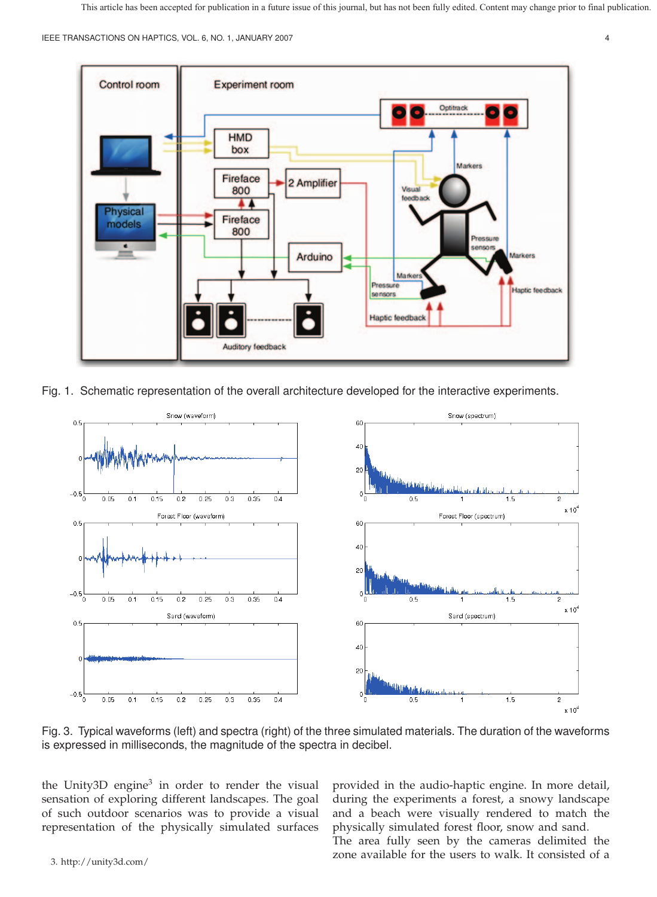Fig. 1. Schematic representation of the overall architecture developed for the interactive experiments.

Fig. 3. Typical waveforms (left) and spectra (right) of the three simulated materials. The duration of the waveforms is expressed in milliseconds, the magnitude of the spectra in decibel.

the Unity3D engine[3] in order to render the visual sensation of exploring different landscapes. The goal of such outdoor scenarios was to provide a visual representation of the physically simulated surfaces provided in the audio-haptic engine. In more detail, during the experiments a forest, a snowy landscape and a beach were visually rendered to match the physically simulated forest floor, snow and sand.

The area fully seen by the cameras delimited the zone available for the users to walk. It consisted of a

3. http://unity3d.com/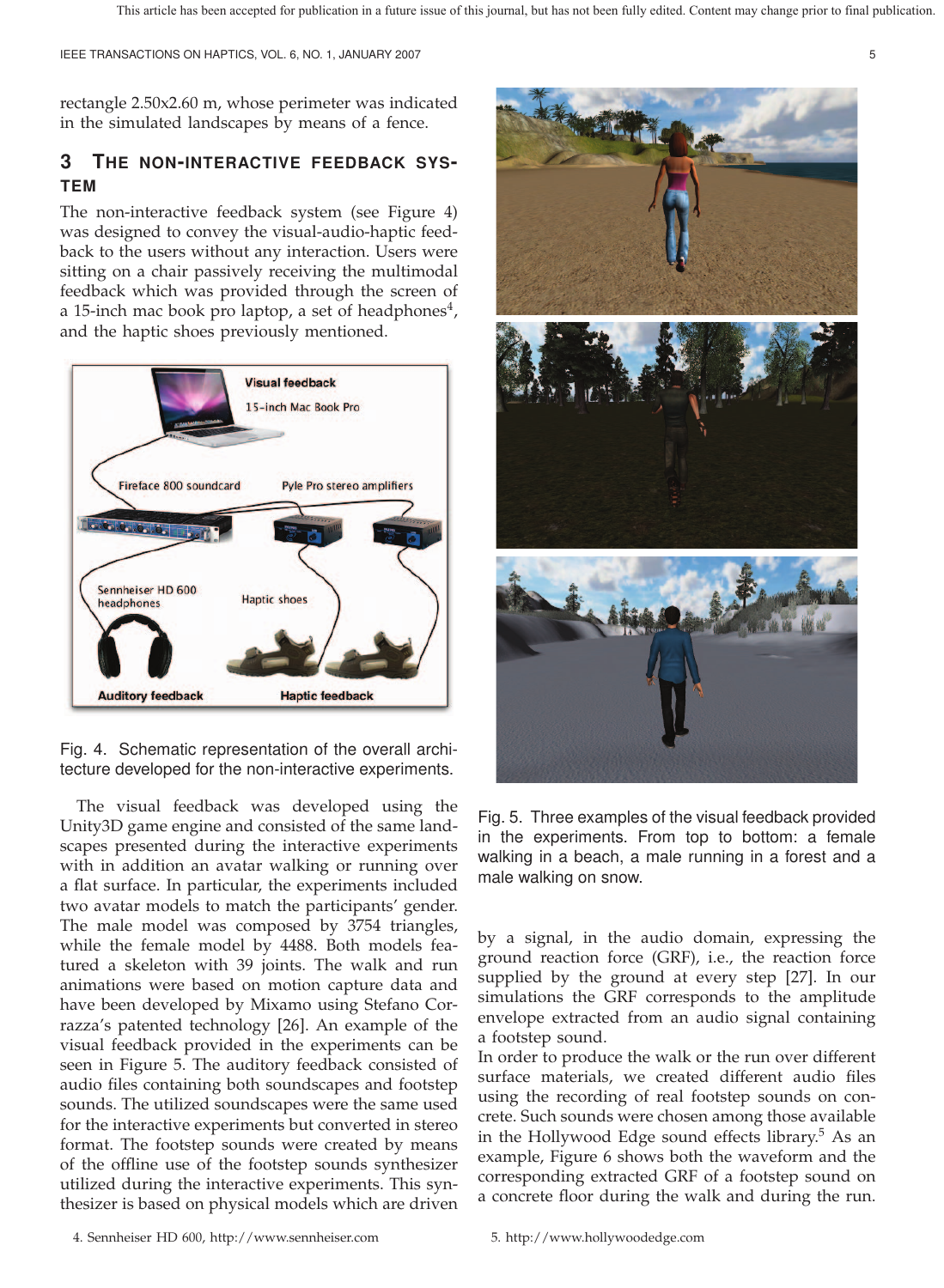rectangle 2.50x2.60 m, whose perimeter was indicated in the simulated landscapes by means of a fence.

## 3 The non-interactive feedback system

The non-interactive feedback system (see Figure 4) was designed to convey the visual-audio-haptic feedback to the users without any interaction. Users were sitting on a chair passively receiving the multimodal feedback which was provided through the screen of a 15-inch mac book pro laptop, a set of headphones[4], and the haptic shoes previously mentioned.

Fig. 4. Schematic representation of the overall architecture developed for the non-interactive experiments.

The visual feedback was developed using the Unity3D game engine and consisted of the same landscapes presented during the interactive experiments with in addition an avatar walking or running over a flat surface. In particular, the experiments included two avatar models to match the participants' gender. The male model was composed by 3754 triangles, while the female model by 4488. Both models featured a skeleton with 39 joints. The walk and run animations were based on motion capture data and have been developed by Mixamo using Stefano Corrazza's patented technology [26]. An example of the visual feedback provided in the experiments can be seen in Figure 5. The auditory feedback consisted of audio files containing both soundscapes and footstep sounds. The utilized soundscapes were the same used for the interactive experiments but converted in stereo format. The footstep sounds were created by means of the offline use of the footstep sounds synthesizer utilized during the interactive experiments. This synthesizer is based on physical models which are driven by a signal, in the audio domain, expressing the ground reaction force (GRF), i.e., the reaction force supplied by the ground at every step [27]. In our simulations the GRF corresponds to the amplitude envelope extracted from an audio signal containing a footstep sound.

Fig. 5. Three examples of the visual feedback provided in the experiments. From top to bottom: a female walking in a beach, a male running in a forest and a male walking on snow.

In order to produce the walk or the run over different surface materials, we created different audio files using the recording of real footstep sounds on concrete. Such sounds were chosen among those available in the Hollywood Edge sound effects library.[5] As an example, Figure 6 shows both the waveform and the corresponding extracted GRF of a footstep sound on a concrete floor during the walk and during the run.

4. Sennheiser HD 600, http://www.sennheiser.com

5. http://www.hollywoodedge.com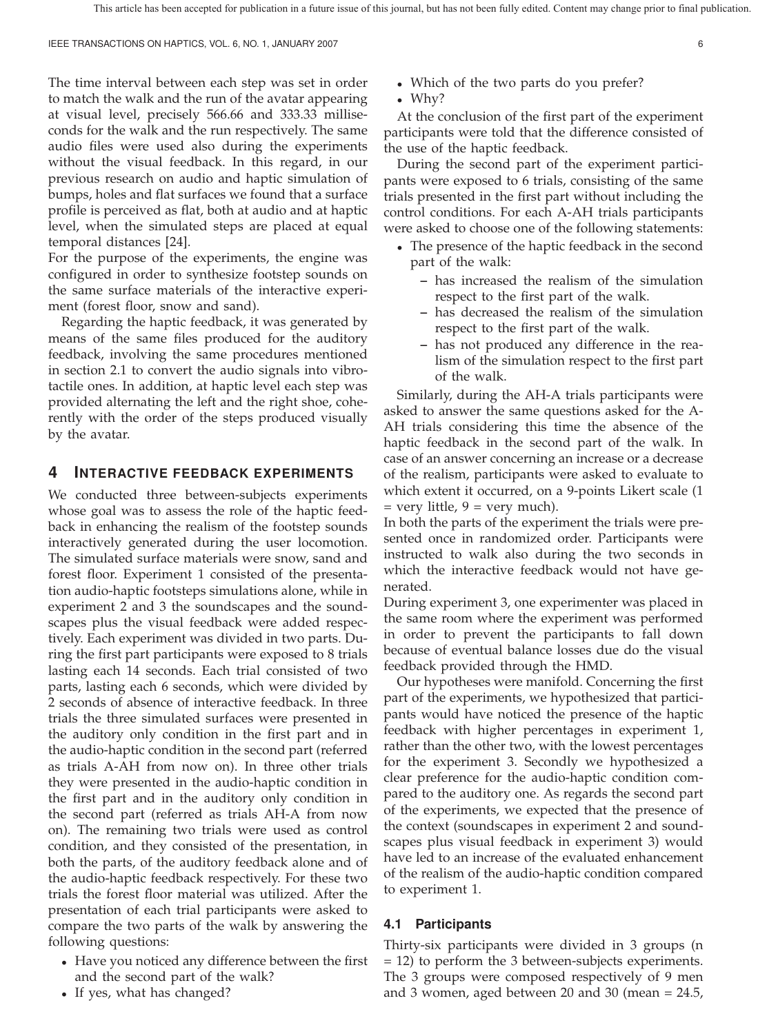The time interval between each step was set in order to match the walk and the run of the avatar appearing at visual level, precisely 566.66 and 333.33 milliseconds for the walk and the run respectively. The same audio files were used also during the experiments without the visual feedback. In this regard, in our previous research on audio and haptic simulation of bumps, holes and flat surfaces we found that a surface profile is perceived as flat, both at audio and at haptic level, when the simulated steps are placed at equal temporal distances [24].
For the purpose of the experiments, the engine was configured in order to synthesize footstep sounds on the same surface materials of the interactive experiment (forest floor, snow and sand).

Regarding the haptic feedback, it was generated by means of the same files produced for the auditory feedback, involving the same procedures mentioned in section 2.1 to convert the audio signals into vibrotactile ones. In addition, at haptic level each step was provided alternating the left and the right shoe, coherently with the order of the steps produced visually by the avatar.

## 4 Interactive Feedback Experiments

We conducted three between-subjects experiments whose goal was to assess the role of the haptic feedback in enhancing the realism of the footstep sounds interactively generated during the user locomotion. The simulated surface materials were snow, sand and forest floor. Experiment 1 consisted of the presentation audio-haptic footsteps simulations alone, while in experiment 2 and 3 the soundscapes and the soundscapes plus the visual feedback were added respectively. Each experiment was divided in two parts. During the first part participants were exposed to 8 trials lasting each 14 seconds. Each trial consisted of two parts, lasting each 6 seconds, which were divided by 2 seconds of absence of interactive feedback. In three trials the three simulated surfaces were presented in the auditory only condition in the first part and in the audio-haptic condition in the second part (referred as trials A-AH from now on). In three other trials they were presented in the audio-haptic condition in the first part and in the auditory only condition in the second part (referred as trials AH-A from now on). The remaining two trials were used as control condition, and they consisted of the presentation, in both the parts, of the auditory feedback alone and of the audio-haptic feedback respectively. For these two trials the forest floor material was utilized. After the presentation of each trial participants were asked to compare the two parts of the walk by answering the following questions:

- Have you noticed any difference between the first and the second part of the walk?
- If yes, what has changed?
- Which of the two parts do you prefer?
- Why?

At the conclusion of the first part of the experiment participants were told that the difference consisted of the use of the haptic feedback.

During the second part of the experiment participants were exposed to 6 trials, consisting of the same trials presented in the first part without including the control conditions. For each A-AH trials participants were asked to choose one of the following statements:

- The presence of the haptic feedback in the second part of the walk:
  - has increased the realism of the simulation respect to the first part of the walk.
  - has decreased the realism of the simulation respect to the first part of the walk.
  - has not produced any difference in the realism of the simulation respect to the first part of the walk.

Similarly, during the AH-A trials participants were asked to answer the same questions asked for the A-AH trials considering this time the absence of the haptic feedback in the second part of the walk. In case of an answer concerning an increase or a decrease of the realism, participants were asked to evaluate to which extent it occurred, on a 9-points Likert scale (1 = very little, 9 = very much).
In both the parts of the experiment the trials were presented once in randomized order. Participants were instructed to walk also during the two seconds in which the interactive feedback would not have generated.
During experiment 3, one experimenter was placed in the same room where the experiment was performed in order to prevent the participants to fall down because of eventual balance losses due do the visual feedback provided through the HMD.

Our hypotheses were manifold. Concerning the first part of the experiments, we hypothesized that participants would have noticed the presence of the haptic feedback with higher percentages in experiment 1, rather than the other two, with the lowest percentages for the experiment 3. Secondly we hypothesized a clear preference for the audio-haptic condition compared to the auditory one. As regards the second part of the experiments, we expected that the presence of the context (soundscapes in experiment 2 and soundscapes plus visual feedback in experiment 3) would have led to an increase of the evaluated enhancement of the realism of the audio-haptic condition compared to experiment 1.

### 4.1 Participants

Thirty-six participants were divided in 3 groups (n = 12) to perform the 3 between-subjects experiments. The 3 groups were composed respectively of 9 men and 3 women, aged between 20 and 30 (mean = 24.5,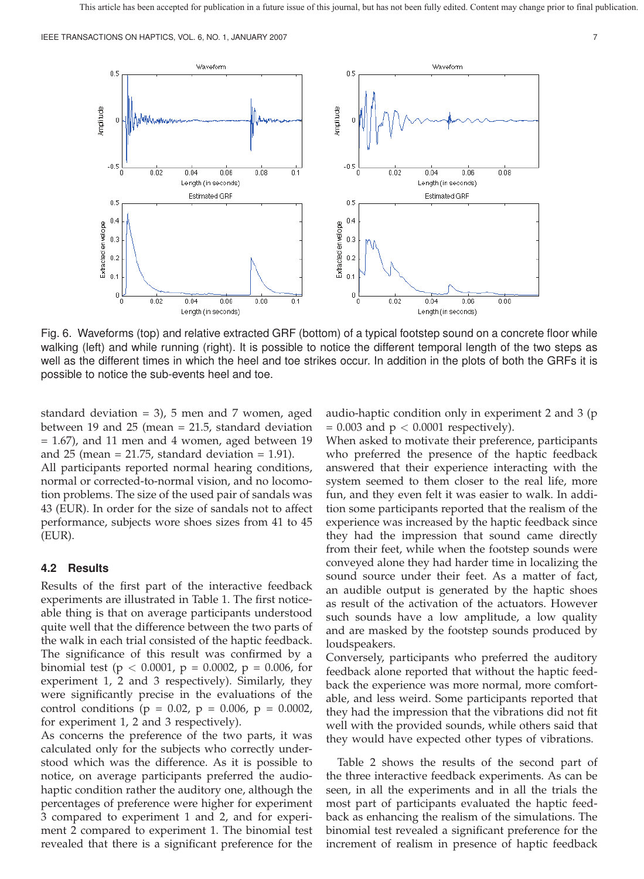Fig. 6. Waveforms (top) and relative extracted GRF (bottom) of a typical footstep sound on a concrete floor while walking (left) and while running (right). It is possible to notice the different temporal length of the two steps as well as the different times in which the heel and toe strikes occur. In addition in the plots of both the GRFs it is possible to notice the sub-events heel and toe.

standard deviation = 3), 5 men and 7 women, aged between 19 and 25 (mean = 21.5, standard deviation = 1.67), and 11 men and 4 women, aged between 19 and 25 (mean = 21.75, standard deviation = 1.91).

All participants reported normal hearing conditions, normal or corrected-to-normal vision, and no locomotion problems. The size of the used pair of sandals was 43 (EUR). In order for the size of sandals not to affect performance, subjects wore shoes sizes from 41 to 45 (EUR).

### 4.2 Results

Results of the first part of the interactive feedback experiments are illustrated in Table 1. The first noticeable thing is that on average participants understood quite well that the difference between the two parts of the walk in each trial consisted of the haptic feedback. The significance of this result was confirmed by a binomial test ($p < 0.0001$, $p = 0.0002$, $p = 0.006$, for experiment 1, 2 and 3 respectively). Similarly, they were significantly precise in the evaluations of the control conditions ($p = 0.02$, $p = 0.006$, $p = 0.0002$, for experiment 1, 2 and 3 respectively).

As concerns the preference of the two parts, it was calculated only for the subjects who correctly understood which was the difference. As it is possible to notice, on average participants preferred the audio-haptic condition rather the auditory one, although the percentages of preference were higher for experiment 3 compared to experiment 1 and 2, and for experiment 2 compared to experiment 1. The binomial test revealed that there is a significant preference for the audio-haptic condition only in experiment 2 and 3 ($p = 0.003$ and $p < 0.0001$ respectively).

When asked to motivate their preference, participants who preferred the presence of the haptic feedback answered that their experience interacting with the system seemed to them closer to the real life, more fun, and they even felt it was easier to walk. In addition some participants reported that the realism of the experience was increased by the haptic feedback since they had the impression that sound came directly from their feet, while when the footstep sounds were conveyed alone they had harder time in localizing the sound source under their feet. As a matter of fact, an audible output is generated by the haptic shoes as result of the activation of the actuators. However such sounds have a low amplitude, a low quality and are masked by the footstep sounds produced by loudspeakers.

Conversely, participants who preferred the auditory feedback alone reported that without the haptic feedback the experience was more normal, more comfortable, and less weird. Some participants reported that they had the impression that the vibrations did not fit well with the provided sounds, while others said that they would have expected other types of vibrations.

Table 2 shows the results of the second part of the three interactive feedback experiments. As can be seen, in all the experiments and in all the trials the most part of participants evaluated the haptic feedback as enhancing the realism of the simulations. The binomial test revealed a significant preference for the increment of realism in presence of haptic feedback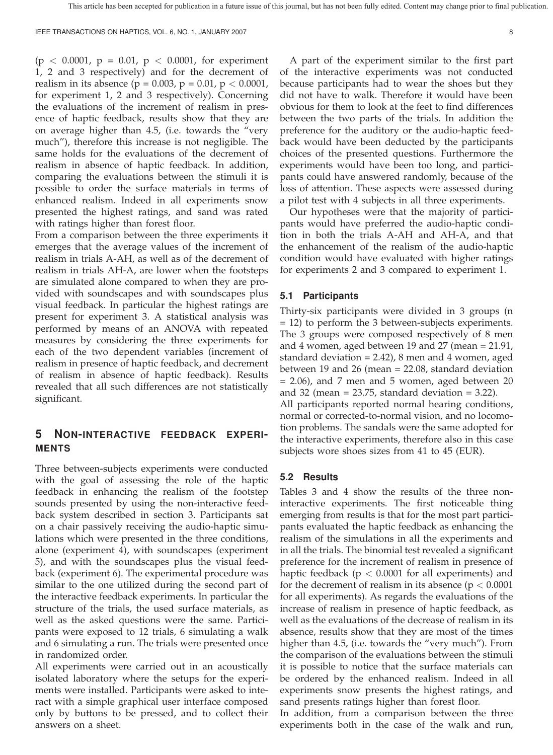($p < 0.0001$, $p = 0.01$, $p < 0.0001$, for experiment 1, 2 and 3 respectively) and for the decrement of realism in its absence ($p = 0.003$, $p = 0.01$, $p < 0.0001$, for experiment 1, 2 and 3 respectively). Concerning the evaluations of the increment of realism in presence of haptic feedback, results show that they are on average higher than 4.5, (i.e. towards the "very much"), therefore this increase is not negligible. The same holds for the evaluations of the decrement of realism in absence of haptic feedback. In addition, comparing the evaluations between the stimuli it is possible to order the surface materials in terms of enhanced realism. Indeed in all experiments snow presented the highest ratings, and sand was rated with ratings higher than forest floor.

From a comparison between the three experiments it emerges that the average values of the increment of realism in trials A-AH, as well as of the decrement of realism in trials AH-A, are lower when the footsteps are simulated alone compared to when they are provided with soundscapes and with soundscapes plus visual feedback. In particular the highest ratings are present for experiment 3. A statistical analysis was performed by means of an ANOVA with repeated measures by considering the three experiments for each of the two dependent variables (increment of realism in presence of haptic feedback, and decrement of realism in absence of haptic feedback). Results revealed that all such differences are not statistically significant.

## 5 Non-interactive feedback experiments

Three between-subjects experiments were conducted with the goal of assessing the role of the haptic feedback in enhancing the realism of the footstep sounds presented by using the non-interactive feedback system described in section 3. Participants sat on a chair passively receiving the audio-haptic simulations which were presented in the three conditions, alone (experiment 4), with soundscapes (experiment 5), and with the soundscapes plus the visual feedback (experiment 6). The experimental procedure was similar to the one utilized during the second part of the interactive feedback experiments. In particular the structure of the trials, the used surface materials, as well as the asked questions were the same. Participants were exposed to 12 trials, 6 simulating a walk and 6 simulating a run. The trials were presented once in randomized order.

All experiments were carried out in an acoustically isolated laboratory where the setups for the experiments were installed. Participants were asked to interact with a simple graphical user interface composed only by buttons to be pressed, and to collect their answers on a sheet.

A part of the experiment similar to the first part of the interactive experiments was not conducted because participants had to wear the shoes but they did not have to walk. Therefore it would have been obvious for them to look at the feet to find differences between the two parts of the trials. In addition the preference for the auditory or the audio-haptic feedback would have been deducted by the participants choices of the presented questions. Furthermore the experiments would have been too long, and participants could have answered randomly, because of the loss of attention. These aspects were assessed during a pilot test with 4 subjects in all three experiments.

Our hypotheses were that the majority of participants would have preferred the audio-haptic condition in both the trials A-AH and AH-A, and that the enhancement of the realism of the audio-haptic condition would have evaluated with higher ratings for experiments 2 and 3 compared to experiment 1.

### 5.1 Participants

Thirty-six participants were divided in 3 groups ($n = 12$) to perform the 3 between-subjects experiments. The 3 groups were composed respectively of 8 men and 4 women, aged between 19 and 27 (mean = 21.91, standard deviation = 2.42), 8 men and 4 women, aged between 19 and 26 (mean = 22.08, standard deviation = 2.06), and 7 men and 5 women, aged between 20 and 32 (mean = 23.75, standard deviation = 3.22).

All participants reported normal hearing conditions, normal or corrected-to-normal vision, and no locomotion problems. The sandals were the same adopted for the interactive experiments, therefore also in this case subjects wore shoes sizes from 41 to 45 (EUR).

### 5.2 Results

Tables 3 and 4 show the results of the three non-interactive experiments. The first noticeable thing emerging from results is that for the most part participants evaluated the haptic feedback as enhancing the realism of the simulations in all the experiments and in all the trials. The binomial test revealed a significant preference for the increment of realism in presence of haptic feedback ($p < 0.0001$ for all experiments) and for the decrement of realism in its absence ($p < 0.0001$ for all experiments). As regards the evaluations of the increase of realism in presence of haptic feedback, as well as the evaluations of the decrease of realism in its absence, results show that they are most of the times higher than 4.5, (i.e. towards the "very much"). From the comparison of the evaluations between the stimuli it is possible to notice that the surface materials can be ordered by the enhanced realism. Indeed in all experiments snow presents the highest ratings, and sand presents ratings higher than forest floor.

In addition, from a comparison between the three experiments both in the case of the walk and run,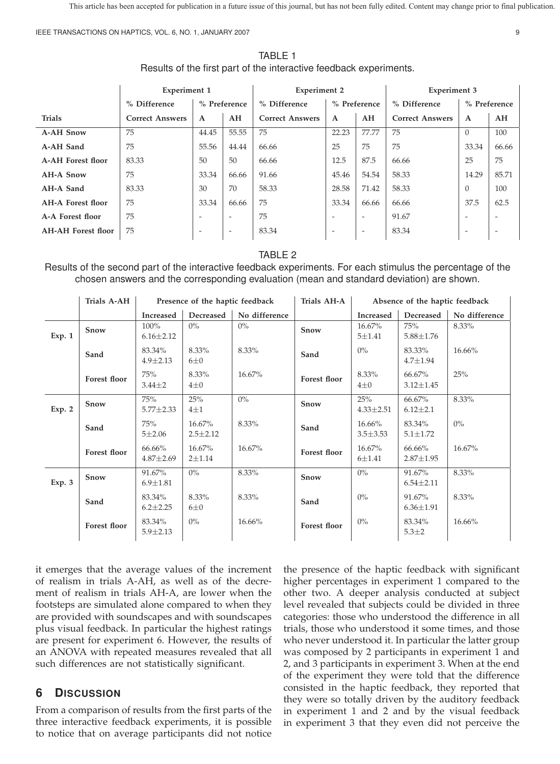TABLE 1
Results of the first part of the interactive feedback experiments.

| | Experiment 1 | | | Experiment 2 | | | Experiment 3 | | |
|---|---|---|---|---|---|---|---|---|---|
| | % Difference | % Preference | | % Difference | % Preference | | % Difference | % Preference | |
| **Trials** | **Correct Answers** | **A** | **AH** | **Correct Answers** | **A** | **AH** | **Correct Answers** | **A** | **AH** |
| **A-AH Snow** | 75 | 44.45 | 55.55 | 75 | 22.23 | 77.77 | 75 | 0 | 100 |
| **A-AH Sand** | 75 | 55.56 | 44.44 | 66.66 | 25 | 75 | 75 | 33.34 | 66.66 |
| **A-AH Forest floor** | 83.33 | 50 | 50 | 66.66 | 12.5 | 87.5 | 66.66 | 25 | 75 |
| **AH-A Snow** | 75 | 33.34 | 66.66 | 91.66 | 45.46 | 54.54 | 58.33 | 14.29 | 85.71 |
| **AH-A Sand** | 83.33 | 30 | 70 | 58.33 | 28.58 | 71.42 | 58.33 | 0 | 100 |
| **AH-A Forest floor** | 75 | 33.34 | 66.66 | 75 | 33.34 | 66.66 | 66.66 | 37.5 | 62.5 |
| **A-A Forest floor** | 75 | - | - | 75 | - | - | 91.67 | - | - |
| **AH-AH Forest floor** | 75 | - | - | 83.34 | - | - | 83.34 | - | - |

TABLE 2
Results of the second part of the interactive feedback experiments. For each stimulus the percentage of the chosen answers and the corresponding evaluation (mean and standard deviation) are shown.

| | Trials A-AH | Presence of the haptic feedback | | | Trials AH-A | Absence of the haptic feedback | | |
|---|---|---|---|---|---|---|---|---|
| | | Increased | Decreased | No difference | | Increased | Decreased | No difference |
| **Exp. 1** | **Snow** | 100% $6.16\pm2.12$ | 0% | 0% | **Snow** | 16.67% $5\pm1.41$ | 75% $5.88\pm1.76$ | 8.33% |
| | **Sand** | 83.34% $4.9\pm2.13$ | 8.33% $6\pm0$ | 8.33% | **Sand** | 0% | 83.33% $4.7\pm1.94$ | 16.66% |
| | **Forest floor** | 75% $3.44\pm2$ | 8.33% $4\pm0$ | 16.67% | **Forest floor** | 8.33% $4\pm0$ | 66.67% $3.12\pm1.45$ | 25% |
| **Exp. 2** | **Snow** | 75% $5.77\pm2.33$ | 25% $4\pm1$ | 0% | **Snow** | 25% $4.33\pm2.51$ | 66.67% $6.12\pm2.1$ | 8.33% |
| | **Sand** | 75% $5\pm2.06$ | 16.67% $2.5\pm2.12$ | 8.33% | **Sand** | 16.66% $3.5\pm3.53$ | 83.34% $5.1\pm1.72$ | 0% |
| | **Forest floor** | 66.66% $4.87\pm2.69$ | 16.67% $2\pm1.14$ | 16.67% | **Forest floor** | 16.67% $6\pm1.41$ | 66.66% $2.87\pm1.95$ | 16.67% |
| **Exp. 3** | **Snow** | 91.67% $6.9\pm1.81$ | 0% | 8.33% | **Snow** | 0% | 91.67% $6.54\pm2.11$ | 8.33% |
| | **Sand** | 83.34% $6.2\pm2.25$ | 8.33% $6\pm0$ | 8.33% | **Sand** | 0% | 91.67% $6.36\pm1.91$ | 8.33% |
| | **Forest floor** | 83.34% $5.9\pm2.13$ | 0% | 16.66% | **Forest floor** | 0% | 83.34% $5.3\pm2$ | 16.66% |

it emerges that the average values of the increment of realism in trials A-AH, as well as of the decrement of realism in trials AH-A, are lower when the footsteps are simulated alone compared to when they are provided with soundscapes and with soundscapes plus visual feedback. In particular the highest ratings are present for experiment 6. However, the results of an ANOVA with repeated measures revealed that all such differences are not statistically significant.

## 6 Discussion

From a comparison of results from the first parts of the three interactive feedback experiments, it is possible to notice that on average participants did not notice the presence of the haptic feedback with significant higher percentages in experiment 1 compared to the other two. A deeper analysis conducted at subject level revealed that subjects could be divided in three categories: those who understood the difference in all trials, those who understood it some times, and those who never understood it. In particular the latter group was composed by 2 participants in experiment 1 and 2, and 3 participants in experiment 3. When at the end of the experiment they were told that the difference consisted in the haptic feedback, they reported that they were so totally driven by the auditory feedback in experiment 1 and 2 and by the visual feedback in experiment 3 that they even did not perceive the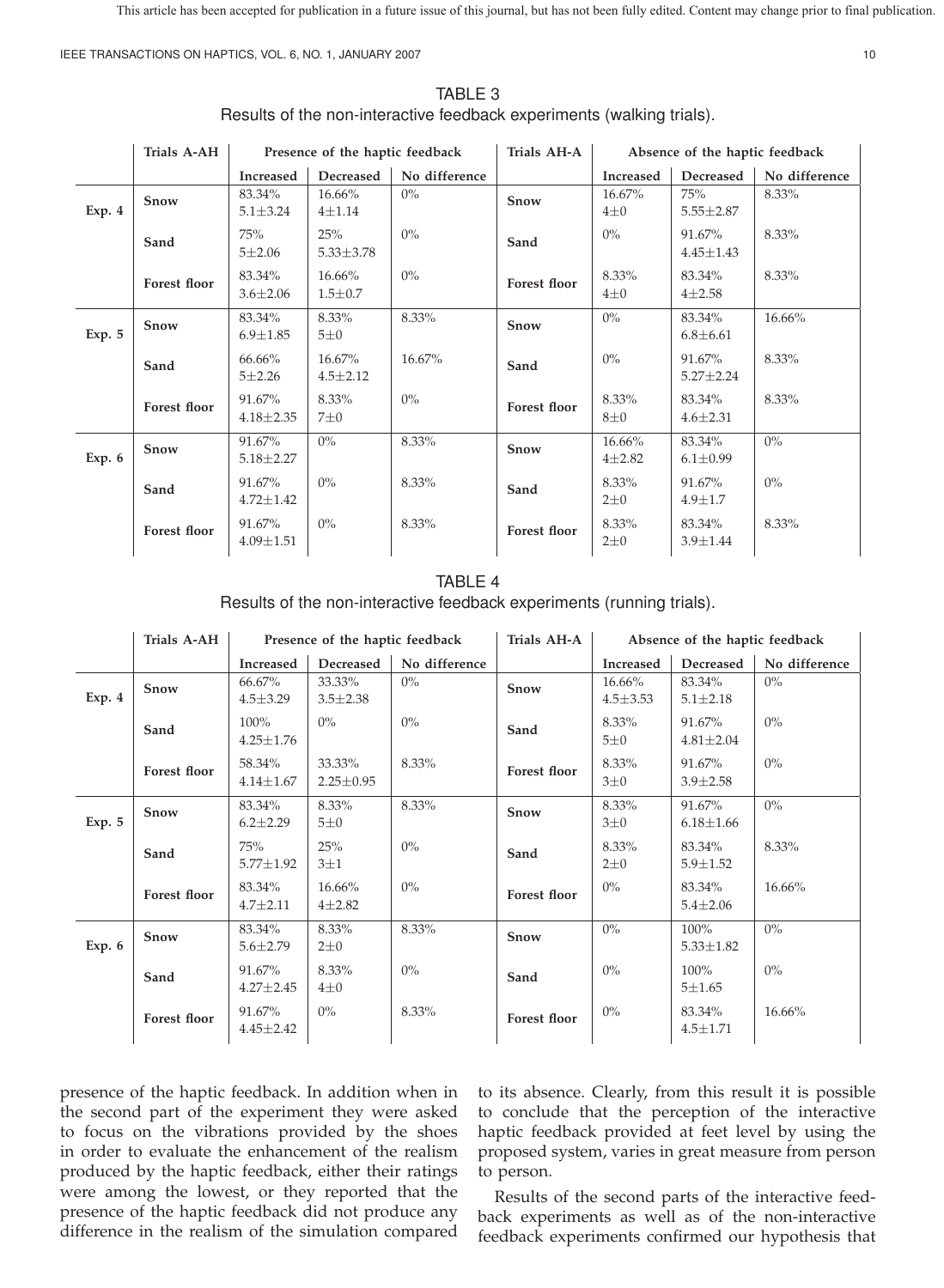TABLE 3
Results of the non-interactive feedback experiments (walking trials).

| | Trials A-AH | Presence of the haptic feedback | | | Trials AH-A | Absence of the haptic feedback | | |
|---|---|---|---|---|---|---|---|---|
| | | Increased | Decreased | No difference | | Increased | Decreased | No difference |
| Exp. 4 | Snow | 83.34% 5.1±3.24 | 16.66% 4±1.14 | 0% | Snow | 16.67% 4±0 | 75% 5.55±2.87 | 8.33% |
| | Sand | 75% 5±2.06 | 25% 5.33±3.78 | 0% | Sand | 0% | 91.67% 4.45±1.43 | 8.33% |
| | Forest floor | 83.34% 3.6±2.06 | 16.66% 1.5±0.7 | 0% | Forest floor | 8.33% 4±0 | 83.34% 4±2.58 | 8.33% |
| Exp. 5 | Snow | 83.34% 6.9±1.85 | 8.33% 5±0 | 8.33% | Snow | 0% | 83.34% 6.8±6.61 | 16.66% |
| | Sand | 66.66% 5±2.26 | 16.67% 4.5±2.12 | 16.67% | Sand | 0% | 91.67% 5.27±2.24 | 8.33% |
| | Forest floor | 91.67% 4.18±2.35 | 8.33% 7±0 | 0% | Forest floor | 8.33% 8±0 | 83.34% 4.6±2.31 | 8.33% |
| Exp. 6 | Snow | 91.67% 5.18±2.27 | 0% | 8.33% | Snow | 16.66% 4±2.82 | 83.34% 6.1±0.99 | 0% |
| | Sand | 91.67% 4.72±1.42 | 0% | 8.33% | Sand | 8.33% 2±0 | 91.67% 4.9±1.7 | 0% |
| | Forest floor | 91.67% 4.09±1.51 | 0% | 8.33% | Forest floor | 8.33% 2±0 | 83.34% 3.9±1.44 | 8.33% |

TABLE 4
Results of the non-interactive feedback experiments (running trials).

| | Trials A-AH | Presence of the haptic feedback | | | Trials AH-A | Absence of the haptic feedback | | |
|---|---|---|---|---|---|---|---|---|
| | | Increased | Decreased | No difference | | Increased | Decreased | No difference |
| Exp. 4 | Snow | 66.67% 4.5±3.29 | 33.33% 3.5±2.38 | 0% | Snow | 16.66% 4.5±3.53 | 83.34% 5.1±2.18 | 0% |
| | Sand | 100% 4.25±1.76 | 0% | 0% | Sand | 8.33% 5±0 | 91.67% 4.81±2.04 | 0% |
| | Forest floor | 58.34% 4.14±1.67 | 33.33% 2.25±0.95 | 8.33% | Forest floor | 8.33% 3±0 | 91.67% 3.9±2.58 | 0% |
| Exp. 5 | Snow | 83.34% 6.2±2.29 | 8.33% 5±0 | 8.33% | Snow | 8.33% 3±0 | 91.67% 6.18±1.66 | 0% |
| | Sand | 75% 5.77±1.92 | 25% 3±1 | 0% | Sand | 8.33% 2±0 | 83.34% 5.9±1.52 | 8.33% |
| | Forest floor | 83.34% 4.7±2.11 | 16.66% 4±2.82 | 0% | Forest floor | 0% | 83.34% 5.4±2.06 | 16.66% |
| Exp. 6 | Snow | 83.34% 5.6±2.79 | 8.33% 2±0 | 8.33% | Snow | 0% | 100% 5.33±1.82 | 0% |
| | Sand | 91.67% 4.27±2.45 | 8.33% 4±0 | 0% | Sand | 0% | 100% 5±1.65 | 0% |
| | Forest floor | 91.67% 4.45±2.42 | 0% | 8.33% | Forest floor | 0% | 83.34% 4.5±1.71 | 16.66% |

presence of the haptic feedback. In addition when in the second part of the experiment they were asked to focus on the vibrations provided by the shoes in order to evaluate the enhancement of the realism produced by the haptic feedback, either their ratings were among the lowest, or they reported that the presence of the haptic feedback did not produce any difference in the realism of the simulation compared to its absence. Clearly, from this result it is possible to conclude that the perception of the interactive haptic feedback provided at feet level by using the proposed system, varies in great measure from person to person.

Results of the second parts of the interactive feedback experiments as well as of the non-interactive feedback experiments confirmed our hypothesis that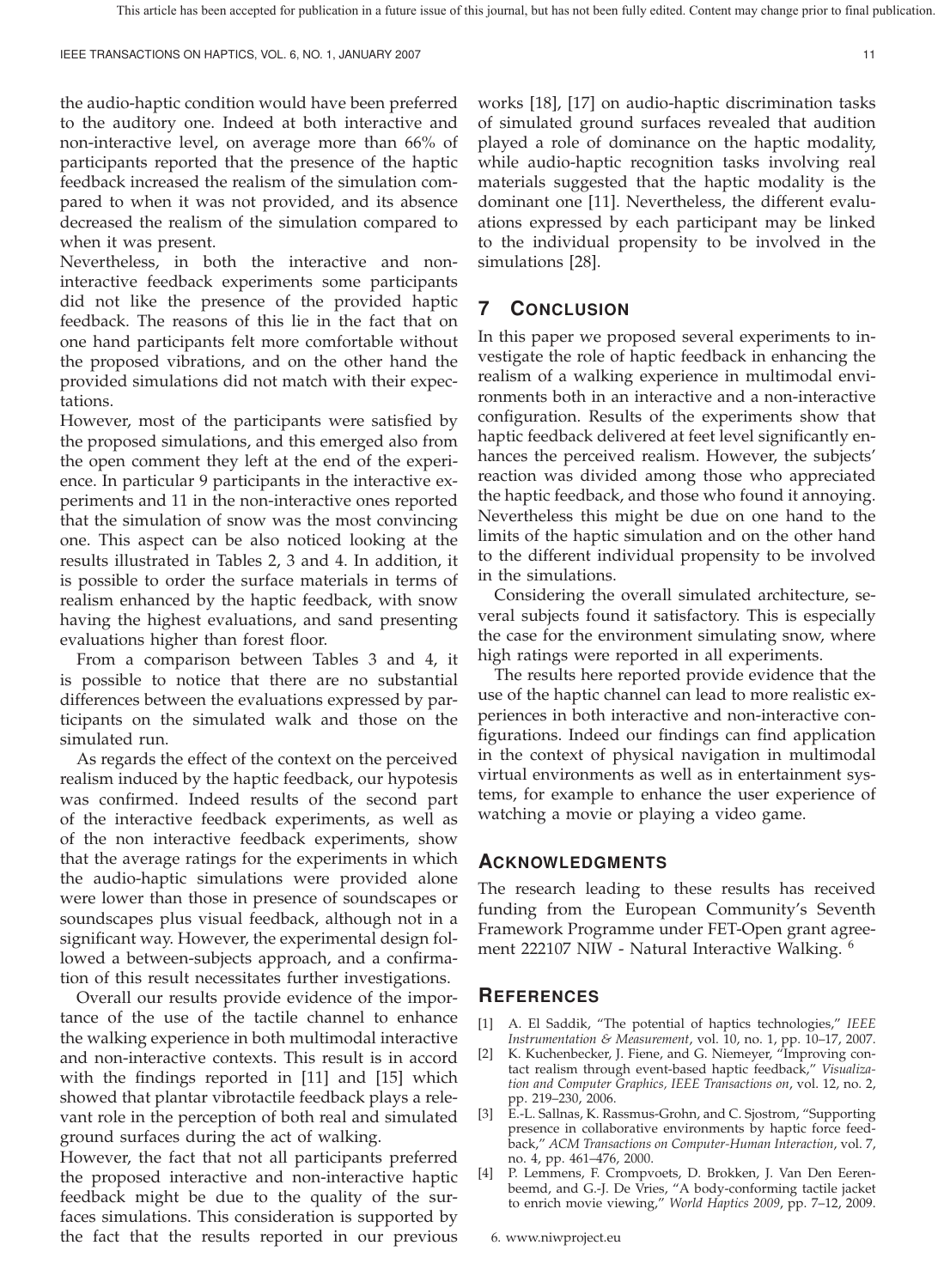the audio-haptic condition would have been preferred to the auditory one. Indeed at both interactive and non-interactive level, on average more than 66% of participants reported that the presence of the haptic feedback increased the realism of the simulation compared to when it was not provided, and its absence decreased the realism of the simulation compared to when it was present.

Nevertheless, in both the interactive and non-interactive feedback experiments some participants did not like the presence of the provided haptic feedback. The reasons of this lie in the fact that on one hand participants felt more comfortable without the proposed vibrations, and on the other hand the provided simulations did not match with their expectations.

However, most of the participants were satisfied by the proposed simulations, and this emerged also from the open comment they left at the end of the experiment. In particular 9 participants in the interactive experiments and 11 in the non-interactive ones reported that the simulation of snow was the most convincing one. This aspect can be also noticed looking at the results illustrated in Tables 2, 3 and 4. In addition, it is possible to order the surface materials in terms of realism enhanced by the haptic feedback, with snow having the highest evaluations, and sand presenting evaluations higher than forest floor.

From a comparison between Tables 3 and 4, it is possible to notice that there are no substantial differences between the evaluations expressed by participants on the simulated walk and those on the simulated run.

As regards the effect of the context on the perceived realism induced by the haptic feedback, our hypotesis was confirmed. Indeed results of the second part of the interactive feedback experiments, as well as of the non interactive feedback experiments, show that the average ratings for the experiments in which the audio-haptic simulations were provided alone were lower than those in presence of soundscapes or soundscapes plus visual feedback, although not in a significant way. However, the experimental design followed a between-subjects approach, and a confirmation of this result necessitates further investigations.

Overall our results provide evidence of the importance of the use of the tactile channel to enhance the walking experience in both multimodal interactive and non-interactive contexts. This result is in accord with the findings reported in [11] and [15] which showed that plantar vibrotactile feedback plays a relevant role in the perception of both real and simulated ground surfaces during the act of walking.

However, the fact that not all participants preferred the proposed interactive and non-interactive haptic feedback might be due to the quality of the surfaces simulations. This consideration is supported by the fact that the results reported in our previous works [18], [17] on audio-haptic discrimination tasks of simulated ground surfaces revealed that audition played a role of dominance on the haptic modality, while audio-haptic recognition tasks involving real materials suggested that the haptic modality is the dominant one [11]. Nevertheless, the different evaluations expressed by each participant may be linked to the individual propensity to be involved in the simulations [28].

## 7 Conclusion

In this paper we proposed several experiments to investigate the role of haptic feedback in enhancing the realism of a walking experience in multimodal environments both in an interactive and a non-interactive configuration. Results of the experiments show that haptic feedback delivered at feet level significantly enhances the perceived realism. However, the subjects' reaction was divided among those who appreciated the haptic feedback, and those who found it annoying. Nevertheless this might be due on one hand to the limits of the haptic simulation and on the other hand to the different individual propensity to be involved in the simulations.

Considering the overall simulated architecture, several subjects found it satisfactory. This is especially the case for the environment simulating snow, where high ratings were reported in all experiments.

The results here reported provide evidence that the use of the haptic channel can lead to more realistic experiences in both interactive and non-interactive configurations. Indeed our findings can find application in the context of physical navigation in multimodal virtual environments as well as in entertainment systems, for example to enhance the user experience of watching a movie or playing a video game.

## Acknowledgments

The research leading to these results has received funding from the European Community's Seventh Framework Programme under FET-Open grant agreement 222107 NIW - Natural Interactive Walking. [6]

## References

[1] A. El Saddik, "The potential of haptics technologies," *IEEE Instrumentation & Measurement*, vol. 10, no. 1, pp. 10–17, 2007.

[2] K. Kuchenbecker, J. Fiene, and G. Niemeyer, "Improving contact realism through event-based haptic feedback," *Visualization and Computer Graphics, IEEE Transactions on*, vol. 12, no. 2, pp. 219–230, 2006.

[3] E.-L. Sallnas, K. Rassmus-Grohn, and C. Sjostrom, "Supporting presence in collaborative environments by haptic force feedback," *ACM Transactions on Computer-Human Interaction*, vol. 7, no. 4, pp. 461–476, 2000.

[4] P. Lemmens, F. Crompvoets, D. Brokken, J. Van Den Eerenbeemd, and G.-J. De Vries, "A body-conforming tactile jacket to enrich movie viewing," *World Haptics 2009*, pp. 7–12, 2009.

6. www.niwproject.eu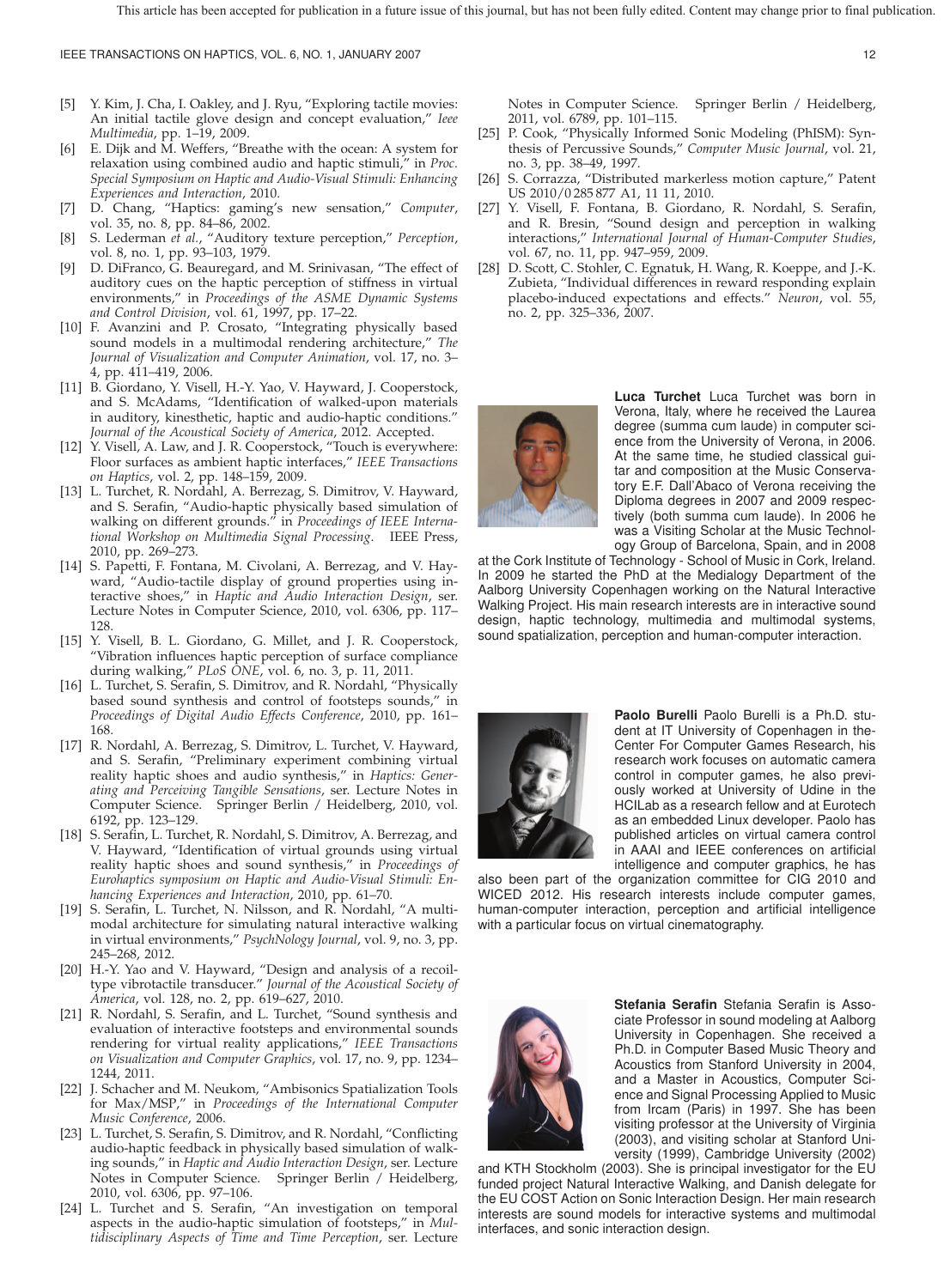[5] Y. Kim, J. Cha, I. Oakley, and J. Ryu, "Exploring tactile movies: An initial tactile glove design and concept evaluation," *Ieee Multimedia*, pp. 1–19, 2009.

[6] E. Dijk and M. Weffers, "Breathe with the ocean: A system for relaxation using combined audio and haptic stimuli," in *Proc. Special Symposium on Haptic and Audio-Visual Stimuli: Enhancing Experiences and Interaction*, 2010.

[7] D. Chang, "Haptics: gaming's new sensation," *Computer*, vol. 35, no. 8, pp. 84–86, 2002.

[8] S. Lederman *et al.*, "Auditory texture perception," *Perception*, vol. 8, no. 1, pp. 93–103, 1979.

[9] D. DiFranco, G. Beauregard, and M. Srinivasan, "The effect of auditory cues on the haptic perception of stiffness in virtual environments," in *Proceedings of the ASME Dynamic Systems and Control Division*, vol. 61, 1997, pp. 17–22.

[10] F. Avanzini and P. Crosato, "Integrating physically based sound models in a multimodal rendering architecture," *The Journal of Visualization and Computer Animation*, vol. 17, no. 3–4, pp. 411–419, 2006.

[11] B. Giordano, Y. Visell, H.-Y. Yao, V. Hayward, J. Cooperstock, and S. McAdams, "Identification of walked-upon materials in auditory, kinesthetic, haptic and audio-haptic conditions." *Journal of the Acoustical Society of America*, 2012. Accepted.

[12] Y. Visell, A. Law, and J. R. Cooperstock, "Touch is everywhere: Floor surfaces as ambient haptic interfaces," *IEEE Transactions on Haptics*, vol. 2, pp. 148–159, 2009.

[13] L. Turchet, R. Nordahl, A. Berrezag, S. Dimitrov, V. Hayward, and S. Serafin, "Audio-haptic physically based simulation of walking on different grounds." in *Proceedings of IEEE International Workshop on Multimedia Signal Processing*. IEEE Press, 2010, pp. 269–273.

[14] S. Papetti, F. Fontana, M. Civolani, A. Berrezag, and V. Hayward, "Audio-tactile display of ground properties using interactive shoes," in *Haptic and Audio Interaction Design*, ser. Lecture Notes in Computer Science, 2010, vol. 6306, pp. 117–128.

[15] Y. Visell, B. L. Giordano, G. Millet, and J. R. Cooperstock, "Vibration influences haptic perception of surface compliance during walking," *PLoS ONE*, vol. 6, no. 3, p. 11, 2011.

[16] L. Turchet, S. Serafin, S. Dimitrov, and R. Nordahl, "Physically based sound synthesis and control of footsteps sounds," in *Proceedings of Digital Audio Effects Conference*, 2010, pp. 161–168.

[17] R. Nordahl, A. Berrezag, S. Dimitrov, L. Turchet, V. Hayward, and S. Serafin, "Preliminary experiment combining virtual reality haptic shoes and audio synthesis," in *Haptics: Generating and Perceiving Tangible Sensations*, ser. Lecture Notes in Computer Science. Springer Berlin / Heidelberg, 2010, vol. 6192, pp. 123–129.

[18] S. Serafin, L. Turchet, R. Nordahl, S. Dimitrov, A. Berrezag, and V. Hayward, "Identification of virtual grounds using virtual reality haptic shoes and sound synthesis," in *Proceedings of Eurohaptics symposium on Haptic and Audio-Visual Stimuli: Enhancing Experiences and Interaction*, 2010, pp. 61–70.

[19] S. Serafin, L. Turchet, N. Nilsson, and R. Nordahl, "A multimodal architecture for simulating natural interactive walking in virtual environments," *PsychNology Journal*, vol. 9, no. 3, pp. 245–268, 2012.

[20] H.-Y. Yao and V. Hayward, "Design and analysis of a recoil-type vibrotactile transducer." *Journal of the Acoustical Society of America*, vol. 128, no. 2, pp. 619–627, 2010.

[21] R. Nordahl, S. Serafin, and L. Turchet, "Sound synthesis and evaluation of interactive footsteps and environmental sounds rendering for virtual reality applications," *IEEE Transactions on Visualization and Computer Graphics*, vol. 17, no. 9, pp. 1234–1244, 2011.

[22] J. Schacher and M. Neukom, "Ambisonics Spatialization Tools for Max/MSP," in *Proceedings of the International Computer Music Conference*, 2006.

[23] L. Turchet, S. Serafin, S. Dimitrov, and R. Nordahl, "Conflicting audio-haptic feedback in physically based simulation of walking sounds," in *Haptic and Audio Interaction Design*, ser. Lecture Notes in Computer Science. Springer Berlin / Heidelberg, 2010, vol. 6306, pp. 97–106.

[24] L. Turchet and S. Serafin, "An investigation on temporal aspects in the audio-haptic simulation of footsteps," in *Multidisciplinary Aspects of Time and Time Perception*, ser. Lecture Notes in Computer Science. Springer Berlin / Heidelberg, 2011, vol. 6789, pp. 101–115.

[25] P. Cook, "Physically Informed Sonic Modeling (PhISM): Synthesis of Percussive Sounds," *Computer Music Journal*, vol. 21, no. 3, pp. 38–49, 1997.

[26] S. Corrazza, "Distributed markerless motion capture," Patent US 2010/0 285 877 A1, 11 11, 2010.

[27] Y. Visell, F. Fontana, B. Giordano, R. Nordahl, S. Serafin, and R. Bresin, "Sound design and perception in walking interactions," *International Journal of Human-Computer Studies*, vol. 67, no. 11, pp. 947–959, 2009.

[28] D. Scott, C. Stohler, C. Egnatuk, H. Wang, R. Koeppe, and J.-K. Zubieta, "Individual differences in reward responding explain placebo-induced expectations and effects." *Neuron*, vol. 55, no. 2, pp. 325–336, 2007.

**Luca Turchet** Luca Turchet was born in Verona, Italy, where he received the Laurea degree (summa cum laude) in computer science from the University of Verona, in 2006. At the same time, he studied classical guitar and composition at the Music Conservatory E.F. Dall'Abaco of Verona receiving the Diploma degrees in 2007 and 2009 respectively (both summa cum laude). In 2006 he was a Visiting Scholar at the Music Technology Group of Barcelona, Spain, and in 2008 at the Cork Institute of Technology - School of Music in Cork, Ireland. In 2009 he started the PhD at the Medialogy Department of the Aalborg University Copenhagen working on the Natural Interactive Walking Project. His main research interests are in interactive sound design, haptic technology, multimedia and multimodal systems, sound spatialization, perception and human-computer interaction.

**Paolo Burelli** Paolo Burelli is a Ph.D. student at IT University of Copenhagen in the Center For Computer Games Research, his research work focuses on automatic camera control in computer games, he also previously worked at University of Udine in the HCILab as a research fellow and at Eurotech as an embedded Linux developer. Paolo has published articles on virtual camera control in AAAI and IEEE conferences on artificial intelligence and computer graphics, he has also been part of the organization committee for CIG 2010 and WICED 2012. His research interests include computer games, human-computer interaction, perception and artificial intelligence with a particular focus on virtual cinematography.

**Stefania Serafin** Stefania Serafin is Associate Professor in sound modeling at Aalborg University in Copenhagen. She received a Ph.D. in Computer Based Music Theory and Acoustics from Stanford University in 2004, and a Master in Acoustics, Computer Science and Signal Processing Applied to Music from Ircam (Paris) in 1997. She has been visiting professor at the University of Virginia (2003), and visiting scholar at Stanford University (1999), Cambridge University (2002) and KTH Stockholm (2003). She is principal investigator for the EU funded project Natural Interactive Walking, and Danish delegate for the EU COST Action on Sonic Interaction Design. Her main research interests are sound models for interactive systems and multimodal interfaces, and sonic interaction design.